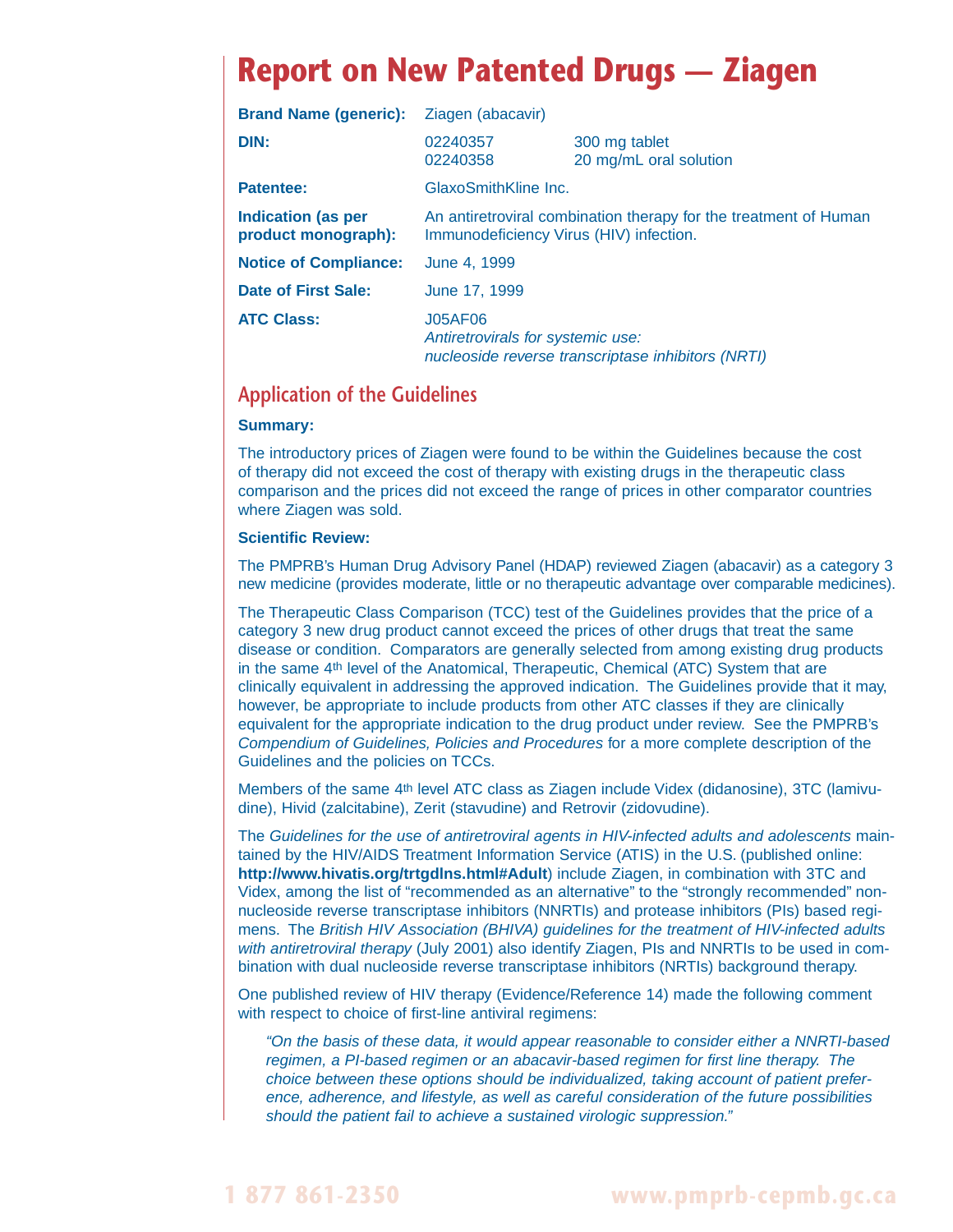# Report on New Patented Drugs — Ziagen

| | | |
|---|---|---|
| **Brand Name (generic):** | Ziagen (abacavir) | |
| **DIN:** | 02240357<br>02240358 | 300 mg tablet<br>20 mg/mL oral solution |
| **Patentee:** | GlaxoSmithKline Inc. | |
| **Indication (as per product monograph):** | An antiretroviral combination therapy for the treatment of Human Immunodeficiency Virus (HIV) infection. | |
| **Notice of Compliance:** | June 4, 1999 | |
| **Date of First Sale:** | June 17, 1999 | |
| **ATC Class:** | J05AF06<br>*Antiretrovirals for systemic use: nucleoside reverse transcriptase inhibitors (NRTI)* | |

## Application of the Guidelines

**Summary:**

The introductory prices of Ziagen were found to be within the Guidelines because the cost of therapy did not exceed the cost of therapy with existing drugs in the therapeutic class comparison and the prices did not exceed the range of prices in other comparator countries where Ziagen was sold.

**Scientific Review:**

The PMPRB's Human Drug Advisory Panel (HDAP) reviewed Ziagen (abacavir) as a category 3 new medicine (provides moderate, little or no therapeutic advantage over comparable medicines).

The Therapeutic Class Comparison (TCC) test of the Guidelines provides that the price of a category 3 new drug product cannot exceed the prices of other drugs that treat the same disease or condition. Comparators are generally selected from among existing drug products in the same 4th level of the Anatomical, Therapeutic, Chemical (ATC) System that are clinically equivalent in addressing the approved indication. The Guidelines provide that it may, however, be appropriate to include products from other ATC classes if they are clinically equivalent for the appropriate indication to the drug product under review. See the PMPRB's *Compendium of Guidelines, Policies and Procedures* for a more complete description of the Guidelines and the policies on TCCs.

Members of the same 4th level ATC class as Ziagen include Videx (didanosine), 3TC (lamivudine), Hivid (zalcitabine), Zerit (stavudine) and Retrovir (zidovudine).

The *Guidelines for the use of antiretroviral agents in HIV-infected adults and adolescents* maintained by the HIV/AIDS Treatment Information Service (ATIS) in the U.S. (published online: **http://www.hivatis.org/trtgdlns.html#Adult**) include Ziagen, in combination with 3TC and Videx, among the list of "recommended as an alternative" to the "strongly recommended" non-nucleoside reverse transcriptase inhibitors (NNRTIs) and protease inhibitors (PIs) based regimens. The *British HIV Association (BHIVA) guidelines for the treatment of HIV-infected adults with antiretroviral therapy* (July 2001) also identify Ziagen, PIs and NNRTIs to be used in combination with dual nucleoside reverse transcriptase inhibitors (NRTIs) background therapy.

One published review of HIV therapy (Evidence/Reference 14) made the following comment with respect to choice of first-line antiviral regimens:

> *"On the basis of these data, it would appear reasonable to consider either a NNRTI-based regimen, a PI-based regimen or an abacavir-based regimen for first line therapy. The choice between these options should be individualized, taking account of patient preference, adherence, and lifestyle, as well as careful consideration of the future possibilities should the patient fail to achieve a sustained virologic suppression."*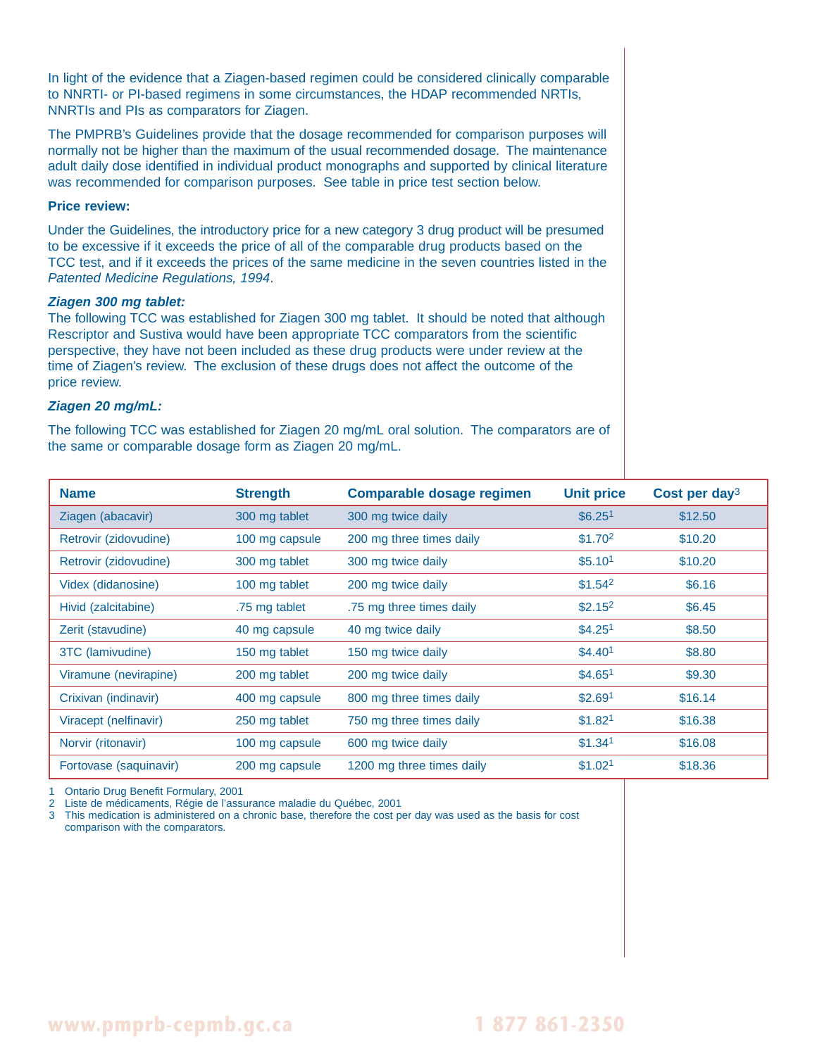In light of the evidence that a Ziagen-based regimen could be considered clinically comparable to NNRTI- or PI-based regimens in some circumstances, the HDAP recommended NRTIs, NNRTIs and PIs as comparators for Ziagen.

The PMPRB's Guidelines provide that the dosage recommended for comparison purposes will normally not be higher than the maximum of the usual recommended dosage. The maintenance adult daily dose identified in individual product monographs and supported by clinical literature was recommended for comparison purposes. See table in price test section below.

**Price review:**

Under the Guidelines, the introductory price for a new category 3 drug product will be presumed to be excessive if it exceeds the price of all of the comparable drug products based on the TCC test, and if it exceeds the prices of the same medicine in the seven countries listed in the *Patented Medicine Regulations, 1994*.

***Ziagen 300 mg tablet:***

The following TCC was established for Ziagen 300 mg tablet. It should be noted that although Rescriptor and Sustiva would have been appropriate TCC comparators from the scientific perspective, they have not been included as these drug products were under review at the time of Ziagen's review. The exclusion of these drugs does not affect the outcome of the price review.

***Ziagen 20 mg/mL:***

The following TCC was established for Ziagen 20 mg/mL oral solution. The comparators are of the same or comparable dosage form as Ziagen 20 mg/mL.

| Name | Strength | Comparable dosage regimen | Unit price | Cost per day[3] |
|---|---|---|---|---|
| Ziagen (abacavir) | 300 mg tablet | 300 mg twice daily | $6.25[1] | $12.50 |
| Retrovir (zidovudine) | 100 mg capsule | 200 mg three times daily | $1.70[2] | $10.20 |
| Retrovir (zidovudine) | 300 mg tablet | 300 mg twice daily | $5.10[1] | $10.20 |
| Videx (didanosine) | 100 mg tablet | 200 mg twice daily | $1.54[2] | $6.16 |
| Hivid (zalcitabine) | .75 mg tablet | .75 mg three times daily | $2.15[2] | $6.45 |
| Zerit (stavudine) | 40 mg capsule | 40 mg twice daily | $4.25[1] | $8.50 |
| 3TC (lamivudine) | 150 mg tablet | 150 mg twice daily | $4.40[1] | $8.80 |
| Viramune (nevirapine) | 200 mg tablet | 200 mg twice daily | $4.65[1] | $9.30 |
| Crixivan (indinavir) | 400 mg capsule | 800 mg three times daily | $2.69[1] | $16.14 |
| Viracept (nelfinavir) | 250 mg tablet | 750 mg three times daily | $1.82[1] | $16.38 |
| Norvir (ritonavir) | 100 mg capsule | 600 mg twice daily | $1.34[1] | $16.08 |
| Fortovase (saquinavir) | 200 mg capsule | 1200 mg three times daily | $1.02[1] | $18.36 |

1 Ontario Drug Benefit Formulary, 2001
2 Liste de médicaments, Régie de l'assurance maladie du Québec, 2001
3 This medication is administered on a chronic base, therefore the cost per day was used as the basis for cost comparison with the comparators.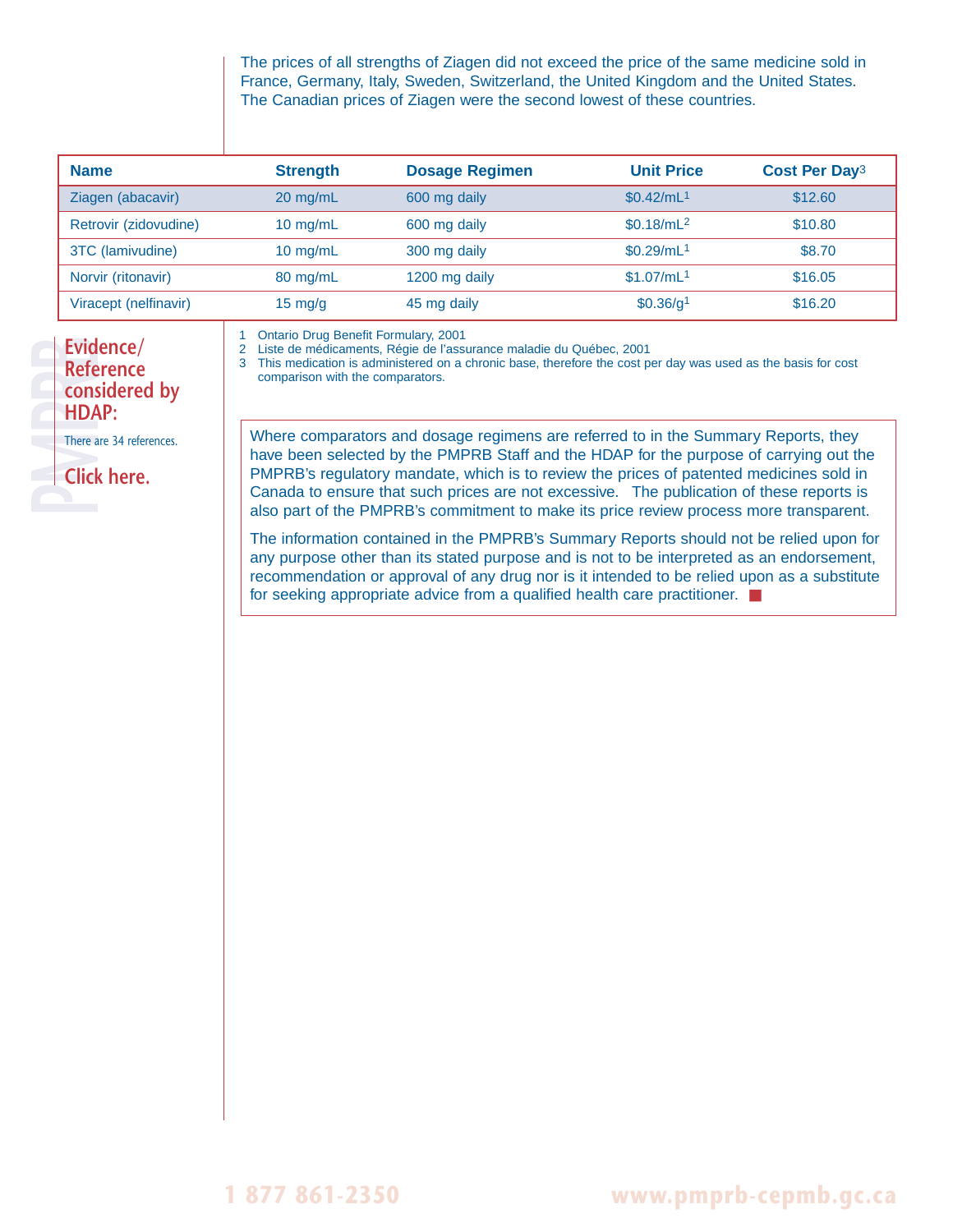The prices of all strengths of Ziagen did not exceed the price of the same medicine sold in France, Germany, Italy, Sweden, Switzerland, the United Kingdom and the United States. The Canadian prices of Ziagen were the second lowest of these countries.

| Name | Strength | Dosage Regimen | Unit Price | Cost Per Day[3] |
|---|---|---|---|---|
| Ziagen (abacavir) | 20 mg/mL | 600 mg daily | $0.42/mL[1] | $12.60 |
| Retrovir (zidovudine) | 10 mg/mL | 600 mg daily | $0.18/mL[2] | $10.80 |
| 3TC (lamivudine) | 10 mg/mL | 300 mg daily | $0.29/mL[1] | $8.70 |
| Norvir (ritonavir) | 80 mg/mL | 1200 mg daily | $1.07/mL[1] | $16.05 |
| Viracept (nelfinavir) | 15 mg/g | 45 mg daily | $0.36/g[1] | $16.20 |

1 Ontario Drug Benefit Formulary, 2001
2 Liste de médicaments, Régie de l'assurance maladie du Québec, 2001
3 This medication is administered on a chronic base, therefore the cost per day was used as the basis for cost comparison with the comparators.

## Evidence/ Reference considered by HDAP:

There are 34 references.

**Click here.**

Where comparators and dosage regimens are referred to in the Summary Reports, they have been selected by the PMPRB Staff and the HDAP for the purpose of carrying out the PMPRB's regulatory mandate, which is to review the prices of patented medicines sold in Canada to ensure that such prices are not excessive. The publication of these reports is also part of the PMPRB's commitment to make its price review process more transparent.

The information contained in the PMPRB's Summary Reports should not be relied upon for any purpose other than its stated purpose and is not to be interpreted as an endorsement, recommendation or approval of any drug nor is it intended to be relied upon as a substitute for seeking appropriate advice from a qualified health care practitioner.